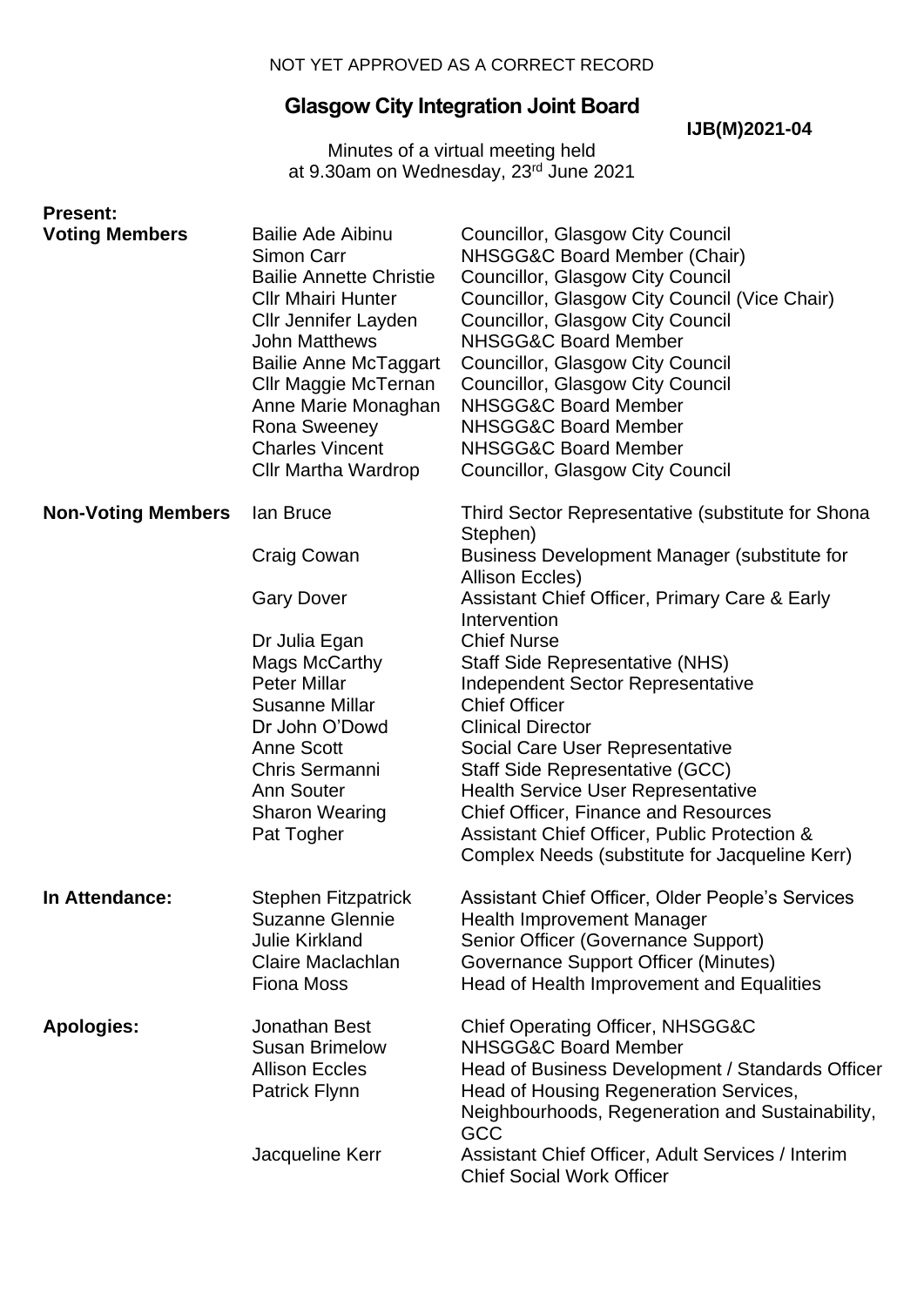NOT YET APPROVED AS A CORRECT RECORD

# Glasgow City Integration Joint Board

**IJB(M)2021-04**

Minutes of a virtual meeting held
at 9.30am on Wednesday, 23rd June 2021

| **Present:** | | |
|---|---|---|
| **Voting Members** | Bailie Ade Aibinu | Councillor, Glasgow City Council |
| | Simon Carr | NHSGG&C Board Member (Chair) |
| | Bailie Annette Christie | Councillor, Glasgow City Council |
| | Cllr Mhairi Hunter | Councillor, Glasgow City Council (Vice Chair) |
| | Cllr Jennifer Layden | Councillor, Glasgow City Council |
| | John Matthews | NHSGG&C Board Member |
| | Bailie Anne McTaggart | Councillor, Glasgow City Council |
| | Cllr Maggie McTernan | Councillor, Glasgow City Council |
| | Anne Marie Monaghan | NHSGG&C Board Member |
| | Rona Sweeney | NHSGG&C Board Member |
| | Charles Vincent | NHSGG&C Board Member |
| | Cllr Martha Wardrop | Councillor, Glasgow City Council |
| **Non-Voting Members** | Ian Bruce | Third Sector Representative (substitute for Shona Stephen) |
| | Craig Cowan | Business Development Manager (substitute for Allison Eccles) |
| | Gary Dover | Assistant Chief Officer, Primary Care & Early Intervention |
| | Dr Julia Egan | Chief Nurse |
| | Mags McCarthy | Staff Side Representative (NHS) |
| | Peter Millar | Independent Sector Representative |
| | Susanne Millar | Chief Officer |
| | Dr John O'Dowd | Clinical Director |
| | Anne Scott | Social Care User Representative |
| | Chris Sermanni | Staff Side Representative (GCC) |
| | Ann Souter | Health Service User Representative |
| | Sharon Wearing | Chief Officer, Finance and Resources |
| | Pat Togher | Assistant Chief Officer, Public Protection & Complex Needs (substitute for Jacqueline Kerr) |
| **In Attendance:** | Stephen Fitzpatrick | Assistant Chief Officer, Older People's Services |
| | Suzanne Glennie | Health Improvement Manager |
| | Julie Kirkland | Senior Officer (Governance Support) |
| | Claire Maclachlan | Governance Support Officer (Minutes) |
| | Fiona Moss | Head of Health Improvement and Equalities |
| **Apologies:** | Jonathan Best | Chief Operating Officer, NHSGG&C |
| | Susan Brimelow | NHSGG&C Board Member |
| | Allison Eccles | Head of Business Development / Standards Officer |
| | Patrick Flynn | Head of Housing Regeneration Services, Neighbourhoods, Regeneration and Sustainability, GCC |
| | Jacqueline Kerr | Assistant Chief Officer, Adult Services / Interim Chief Social Work Officer |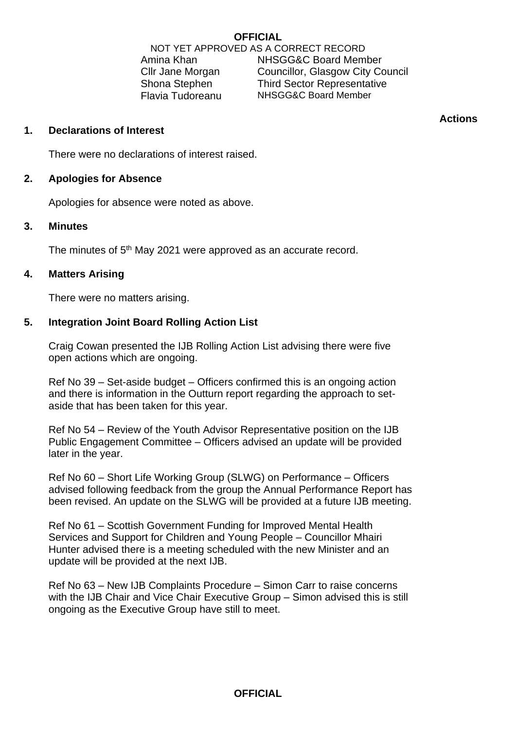NOT YET APPROVED AS A CORRECT RECORD

| | |
|---|---|
| Amina Khan | NHSGG&C Board Member |
| Cllr Jane Morgan | Councillor, Glasgow City Council |
| Shona Stephen | Third Sector Representative |
| Flavia Tudoreanu | NHSGG&C Board Member |

**Actions**

**1. Declarations of Interest**

There were no declarations of interest raised.

**2. Apologies for Absence**

Apologies for absence were noted as above.

**3. Minutes**

The minutes of 5th May 2021 were approved as an accurate record.

**4. Matters Arising**

There were no matters arising.

**5. Integration Joint Board Rolling Action List**

Craig Cowan presented the IJB Rolling Action List advising there were five open actions which are ongoing.

Ref No 39 – Set-aside budget – Officers confirmed this is an ongoing action and there is information in the Outturn report regarding the approach to set-aside that has been taken for this year.

Ref No 54 – Review of the Youth Advisor Representative position on the IJB Public Engagement Committee – Officers advised an update will be provided later in the year.

Ref No 60 – Short Life Working Group (SLWG) on Performance – Officers advised following feedback from the group the Annual Performance Report has been revised. An update on the SLWG will be provided at a future IJB meeting.

Ref No 61 – Scottish Government Funding for Improved Mental Health Services and Support for Children and Young People – Councillor Mhairi Hunter advised there is a meeting scheduled with the new Minister and an update will be provided at the next IJB.

Ref No 63 – New IJB Complaints Procedure – Simon Carr to raise concerns with the IJB Chair and Vice Chair Executive Group – Simon advised this is still ongoing as the Executive Group have still to meet.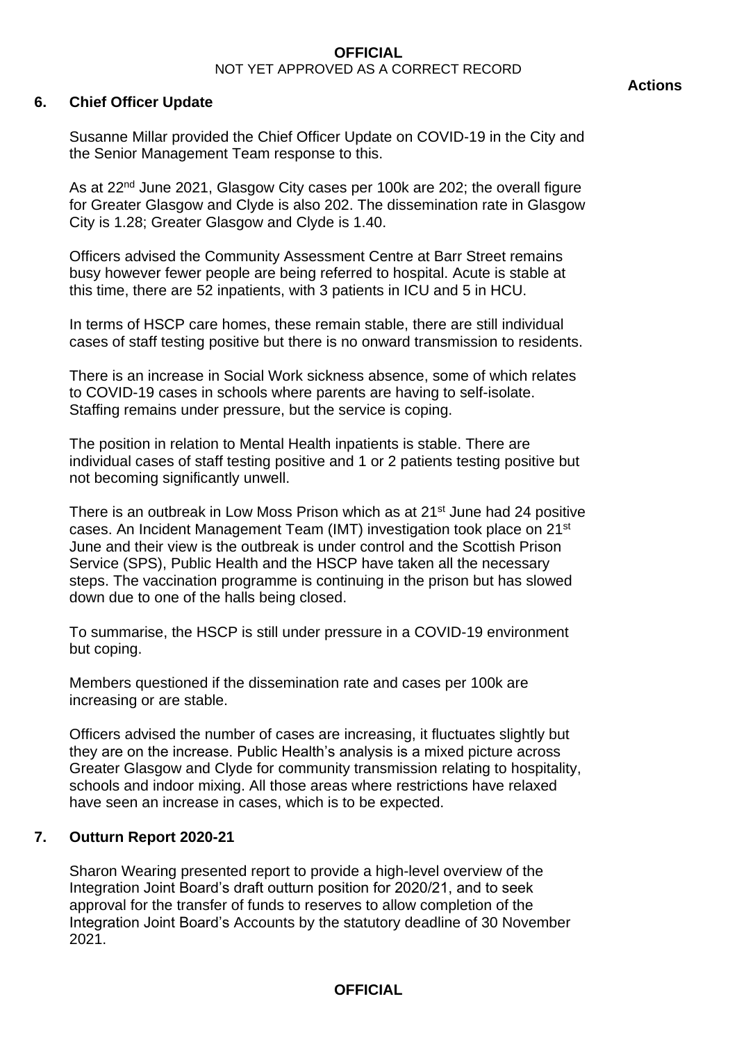**Actions**

## 6. Chief Officer Update

Susanne Millar provided the Chief Officer Update on COVID-19 in the City and the Senior Management Team response to this.

As at 22nd June 2021, Glasgow City cases per 100k are 202; the overall figure for Greater Glasgow and Clyde is also 202. The dissemination rate in Glasgow City is 1.28; Greater Glasgow and Clyde is 1.40.

Officers advised the Community Assessment Centre at Barr Street remains busy however fewer people are being referred to hospital. Acute is stable at this time, there are 52 inpatients, with 3 patients in ICU and 5 in HCU.

In terms of HSCP care homes, these remain stable, there are still individual cases of staff testing positive but there is no onward transmission to residents.

There is an increase in Social Work sickness absence, some of which relates to COVID-19 cases in schools where parents are having to self-isolate. Staffing remains under pressure, but the service is coping.

The position in relation to Mental Health inpatients is stable. There are individual cases of staff testing positive and 1 or 2 patients testing positive but not becoming significantly unwell.

There is an outbreak in Low Moss Prison which as at 21st June had 24 positive cases. An Incident Management Team (IMT) investigation took place on 21st June and their view is the outbreak is under control and the Scottish Prison Service (SPS), Public Health and the HSCP have taken all the necessary steps. The vaccination programme is continuing in the prison but has slowed down due to one of the halls being closed.

To summarise, the HSCP is still under pressure in a COVID-19 environment but coping.

Members questioned if the dissemination rate and cases per 100k are increasing or are stable.

Officers advised the number of cases are increasing, it fluctuates slightly but they are on the increase. Public Health's analysis is a mixed picture across Greater Glasgow and Clyde for community transmission relating to hospitality, schools and indoor mixing. All those areas where restrictions have relaxed have seen an increase in cases, which is to be expected.

## 7. Outturn Report 2020-21

Sharon Wearing presented report to provide a high-level overview of the Integration Joint Board's draft outturn position for 2020/21, and to seek approval for the transfer of funds to reserves to allow completion of the Integration Joint Board's Accounts by the statutory deadline of 30 November 2021.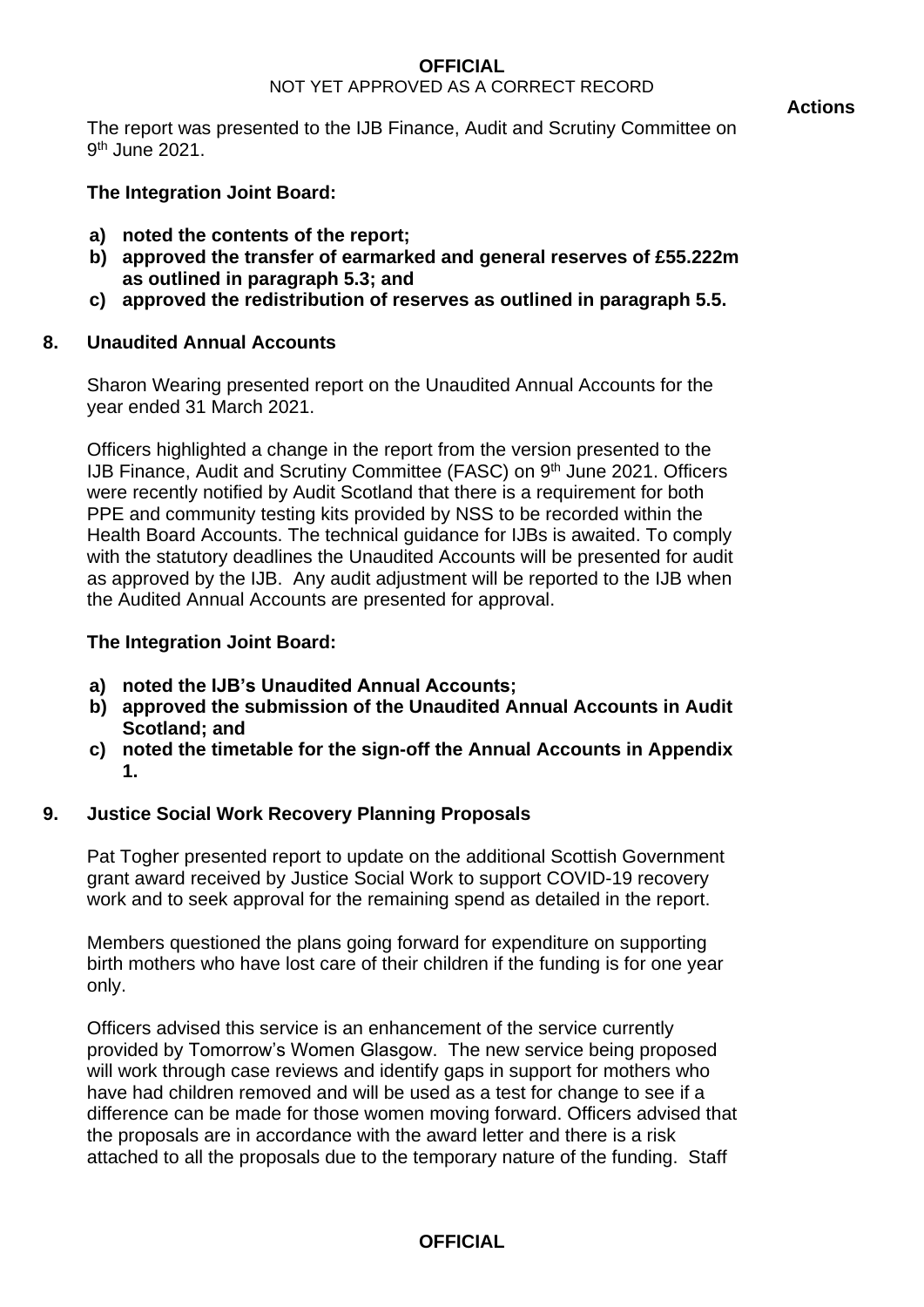**Actions**

The report was presented to the IJB Finance, Audit and Scrutiny Committee on 9th June 2021.

**The Integration Joint Board:**

- **a) noted the contents of the report;**
- **b) approved the transfer of earmarked and general reserves of £55.222m as outlined in paragraph 5.3; and**
- **c) approved the redistribution of reserves as outlined in paragraph 5.5.**

## 8. Unaudited Annual Accounts

Sharon Wearing presented report on the Unaudited Annual Accounts for the year ended 31 March 2021.

Officers highlighted a change in the report from the version presented to the IJB Finance, Audit and Scrutiny Committee (FASC) on 9th June 2021. Officers were recently notified by Audit Scotland that there is a requirement for both PPE and community testing kits provided by NSS to be recorded within the Health Board Accounts. The technical guidance for IJBs is awaited. To comply with the statutory deadlines the Unaudited Accounts will be presented for audit as approved by the IJB. Any audit adjustment will be reported to the IJB when the Audited Annual Accounts are presented for approval.

**The Integration Joint Board:**

- **a) noted the IJB's Unaudited Annual Accounts;**
- **b) approved the submission of the Unaudited Annual Accounts in Audit Scotland; and**
- **c) noted the timetable for the sign-off the Annual Accounts in Appendix 1.**

## 9. Justice Social Work Recovery Planning Proposals

Pat Togher presented report to update on the additional Scottish Government grant award received by Justice Social Work to support COVID-19 recovery work and to seek approval for the remaining spend as detailed in the report.

Members questioned the plans going forward for expenditure on supporting birth mothers who have lost care of their children if the funding is for one year only.

Officers advised this service is an enhancement of the service currently provided by Tomorrow's Women Glasgow. The new service being proposed will work through case reviews and identify gaps in support for mothers who have had children removed and will be used as a test for change to see if a difference can be made for those women moving forward. Officers advised that the proposals are in accordance with the award letter and there is a risk attached to all the proposals due to the temporary nature of the funding. Staff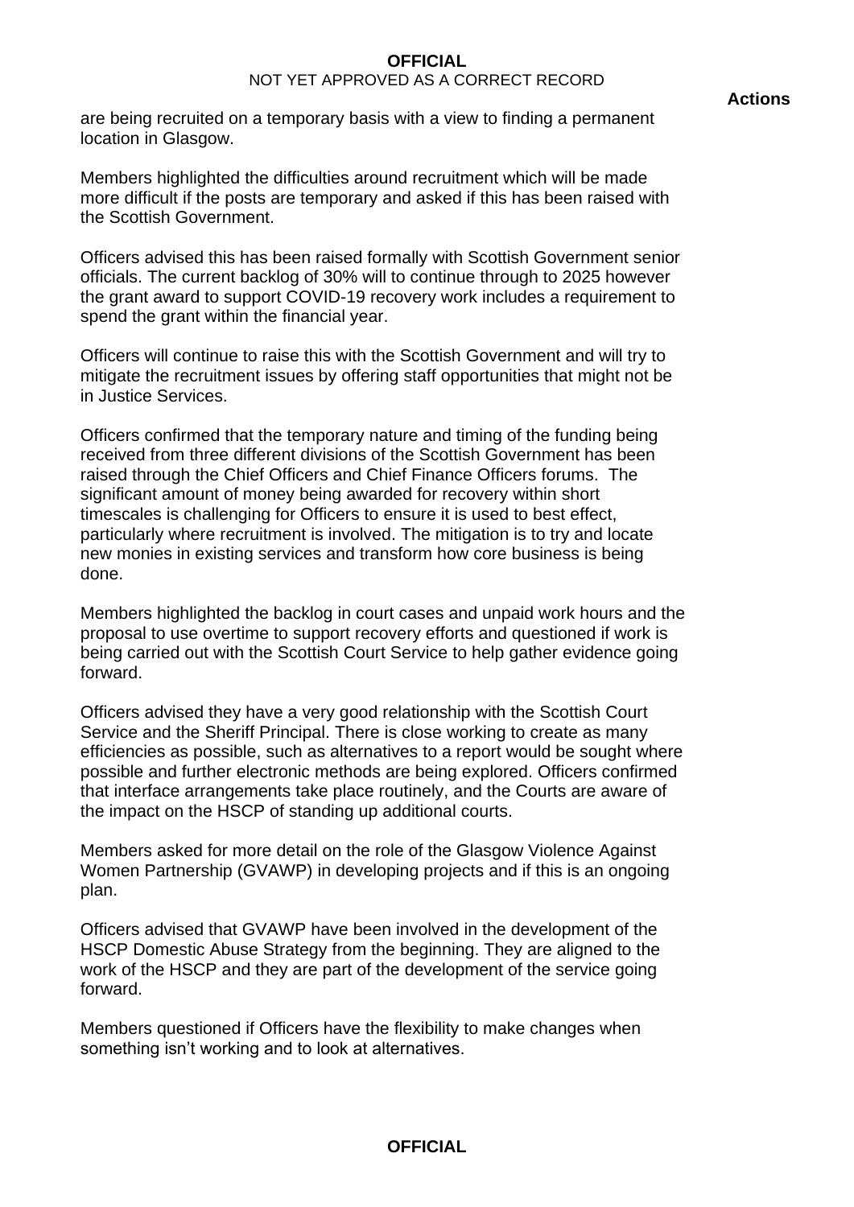are being recruited on a temporary basis with a view to finding a permanent location in Glasgow.

Members highlighted the difficulties around recruitment which will be made more difficult if the posts are temporary and asked if this has been raised with the Scottish Government.

Officers advised this has been raised formally with Scottish Government senior officials. The current backlog of 30% will to continue through to 2025 however the grant award to support COVID-19 recovery work includes a requirement to spend the grant within the financial year.

Officers will continue to raise this with the Scottish Government and will try to mitigate the recruitment issues by offering staff opportunities that might not be in Justice Services.

Officers confirmed that the temporary nature and timing of the funding being received from three different divisions of the Scottish Government has been raised through the Chief Officers and Chief Finance Officers forums. The significant amount of money being awarded for recovery within short timescales is challenging for Officers to ensure it is used to best effect, particularly where recruitment is involved. The mitigation is to try and locate new monies in existing services and transform how core business is being done.

Members highlighted the backlog in court cases and unpaid work hours and the proposal to use overtime to support recovery efforts and questioned if work is being carried out with the Scottish Court Service to help gather evidence going forward.

Officers advised they have a very good relationship with the Scottish Court Service and the Sheriff Principal. There is close working to create as many efficiencies as possible, such as alternatives to a report would be sought where possible and further electronic methods are being explored. Officers confirmed that interface arrangements take place routinely, and the Courts are aware of the impact on the HSCP of standing up additional courts.

Members asked for more detail on the role of the Glasgow Violence Against Women Partnership (GVAWP) in developing projects and if this is an ongoing plan.

Officers advised that GVAWP have been involved in the development of the HSCP Domestic Abuse Strategy from the beginning. They are aligned to the work of the HSCP and they are part of the development of the service going forward.

Members questioned if Officers have the flexibility to make changes when something isn't working and to look at alternatives.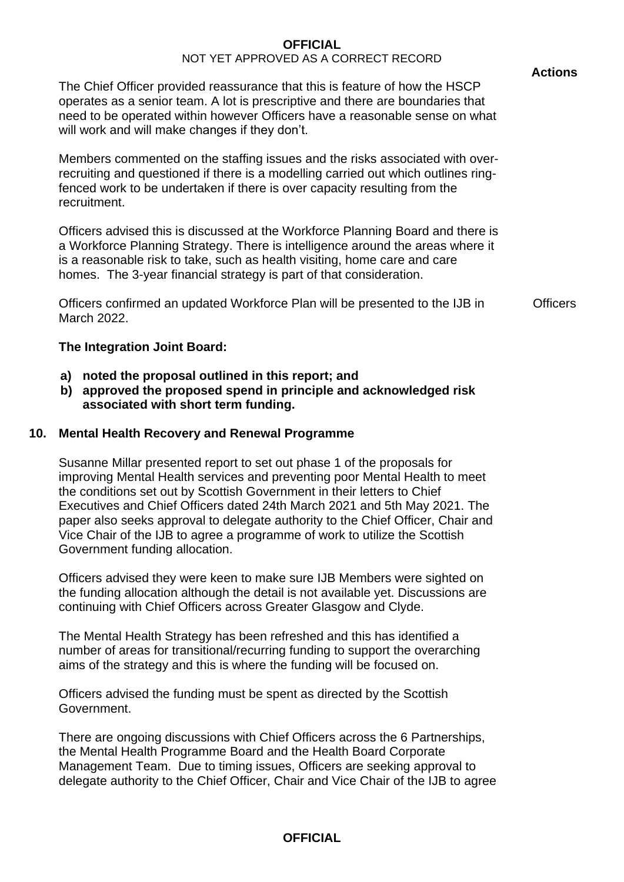**Actions**

The Chief Officer provided reassurance that this is feature of how the HSCP operates as a senior team. A lot is prescriptive and there are boundaries that need to be operated within however Officers have a reasonable sense on what will work and will make changes if they don't.

Members commented on the staffing issues and the risks associated with over-recruiting and questioned if there is a modelling carried out which outlines ring-fenced work to be undertaken if there is over capacity resulting from the recruitment.

Officers advised this is discussed at the Workforce Planning Board and there is a Workforce Planning Strategy. There is intelligence around the areas where it is a reasonable risk to take, such as health visiting, home care and care homes. The 3-year financial strategy is part of that consideration.

Officers confirmed an updated Workforce Plan will be presented to the IJB in March 2022. — Officers

**The Integration Joint Board:**

**a) noted the proposal outlined in this report; and**
**b) approved the proposed spend in principle and acknowledged risk associated with short term funding.**

## 10. Mental Health Recovery and Renewal Programme

Susanne Millar presented report to set out phase 1 of the proposals for improving Mental Health services and preventing poor Mental Health to meet the conditions set out by Scottish Government in their letters to Chief Executives and Chief Officers dated 24th March 2021 and 5th May 2021. The paper also seeks approval to delegate authority to the Chief Officer, Chair and Vice Chair of the IJB to agree a programme of work to utilize the Scottish Government funding allocation.

Officers advised they were keen to make sure IJB Members were sighted on the funding allocation although the detail is not available yet. Discussions are continuing with Chief Officers across Greater Glasgow and Clyde.

The Mental Health Strategy has been refreshed and this has identified a number of areas for transitional/recurring funding to support the overarching aims of the strategy and this is where the funding will be focused on.

Officers advised the funding must be spent as directed by the Scottish Government.

There are ongoing discussions with Chief Officers across the 6 Partnerships, the Mental Health Programme Board and the Health Board Corporate Management Team. Due to timing issues, Officers are seeking approval to delegate authority to the Chief Officer, Chair and Vice Chair of the IJB to agree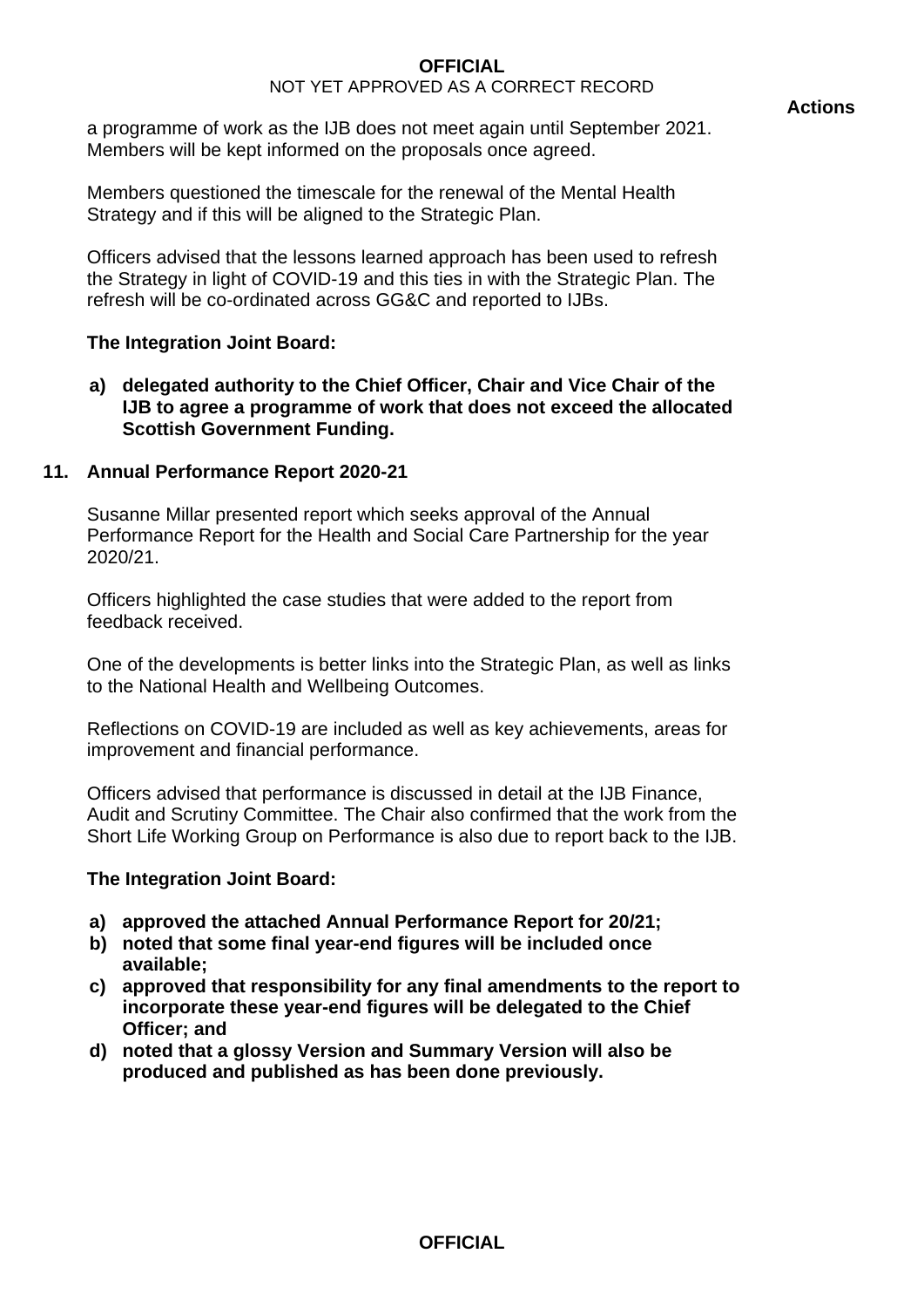a programme of work as the IJB does not meet again until September 2021. Members will be kept informed on the proposals once agreed.

Members questioned the timescale for the renewal of the Mental Health Strategy and if this will be aligned to the Strategic Plan.

Officers advised that the lessons learned approach has been used to refresh the Strategy in light of COVID-19 and this ties in with the Strategic Plan. The refresh will be co-ordinated across GG&C and reported to IJBs.

**The Integration Joint Board:**

**a) delegated authority to the Chief Officer, Chair and Vice Chair of the IJB to agree a programme of work that does not exceed the allocated Scottish Government Funding.**

## 11. Annual Performance Report 2020-21

Susanne Millar presented report which seeks approval of the Annual Performance Report for the Health and Social Care Partnership for the year 2020/21.

Officers highlighted the case studies that were added to the report from feedback received.

One of the developments is better links into the Strategic Plan, as well as links to the National Health and Wellbeing Outcomes.

Reflections on COVID-19 are included as well as key achievements, areas for improvement and financial performance.

Officers advised that performance is discussed in detail at the IJB Finance, Audit and Scrutiny Committee. The Chair also confirmed that the work from the Short Life Working Group on Performance is also due to report back to the IJB.

**The Integration Joint Board:**

**a) approved the attached Annual Performance Report for 20/21;**
**b) noted that some final year-end figures will be included once available;**
**c) approved that responsibility for any final amendments to the report to incorporate these year-end figures will be delegated to the Chief Officer; and**
**d) noted that a glossy Version and Summary Version will also be produced and published as has been done previously.**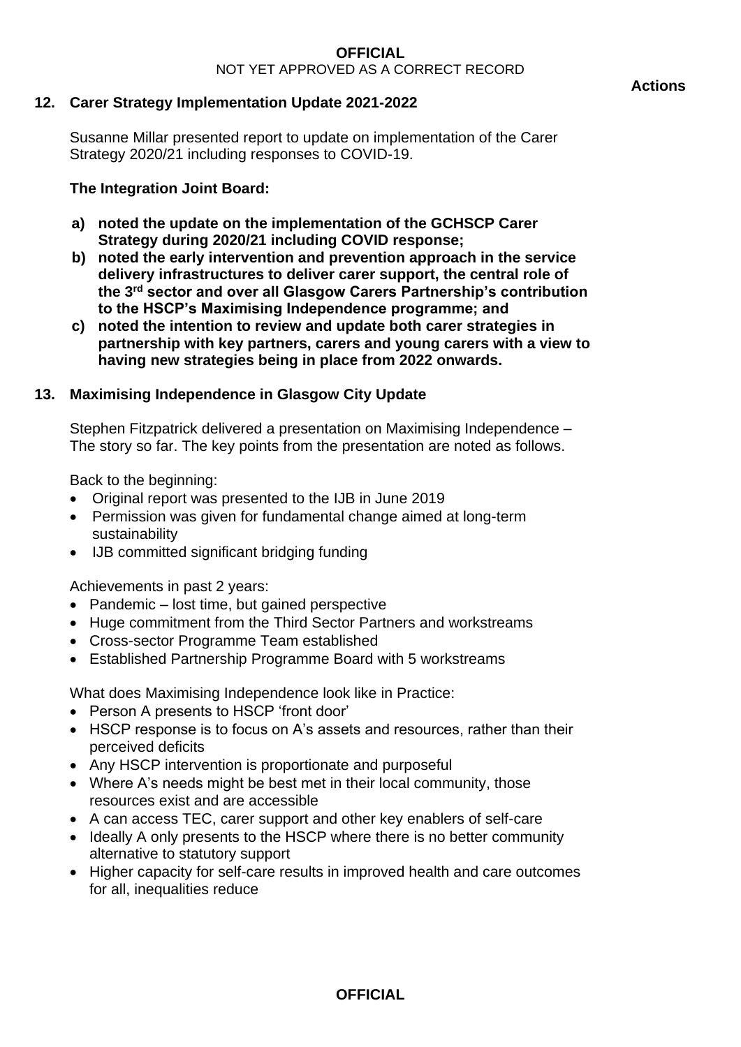**Actions**

## 12. Carer Strategy Implementation Update 2021-2022

Susanne Millar presented report to update on implementation of the Carer Strategy 2020/21 including responses to COVID-19.

**The Integration Joint Board:**

**a) noted the update on the implementation of the GCHSCP Carer Strategy during 2020/21 including COVID response;**

**b) noted the early intervention and prevention approach in the service delivery infrastructures to deliver carer support, the central role of the 3rd sector and over all Glasgow Carers Partnership's contribution to the HSCP's Maximising Independence programme; and**

**c) noted the intention to review and update both carer strategies in partnership with key partners, carers and young carers with a view to having new strategies being in place from 2022 onwards.**

## 13. Maximising Independence in Glasgow City Update

Stephen Fitzpatrick delivered a presentation on Maximising Independence – The story so far. The key points from the presentation are noted as follows.

Back to the beginning:

- Original report was presented to the IJB in June 2019
- Permission was given for fundamental change aimed at long-term sustainability
- IJB committed significant bridging funding

Achievements in past 2 years:

- Pandemic – lost time, but gained perspective
- Huge commitment from the Third Sector Partners and workstreams
- Cross-sector Programme Team established
- Established Partnership Programme Board with 5 workstreams

What does Maximising Independence look like in Practice:

- Person A presents to HSCP 'front door'
- HSCP response is to focus on A's assets and resources, rather than their perceived deficits
- Any HSCP intervention is proportionate and purposeful
- Where A's needs might be best met in their local community, those resources exist and are accessible
- A can access TEC, carer support and other key enablers of self-care
- Ideally A only presents to the HSCP where there is no better community alternative to statutory support
- Higher capacity for self-care results in improved health and care outcomes for all, inequalities reduce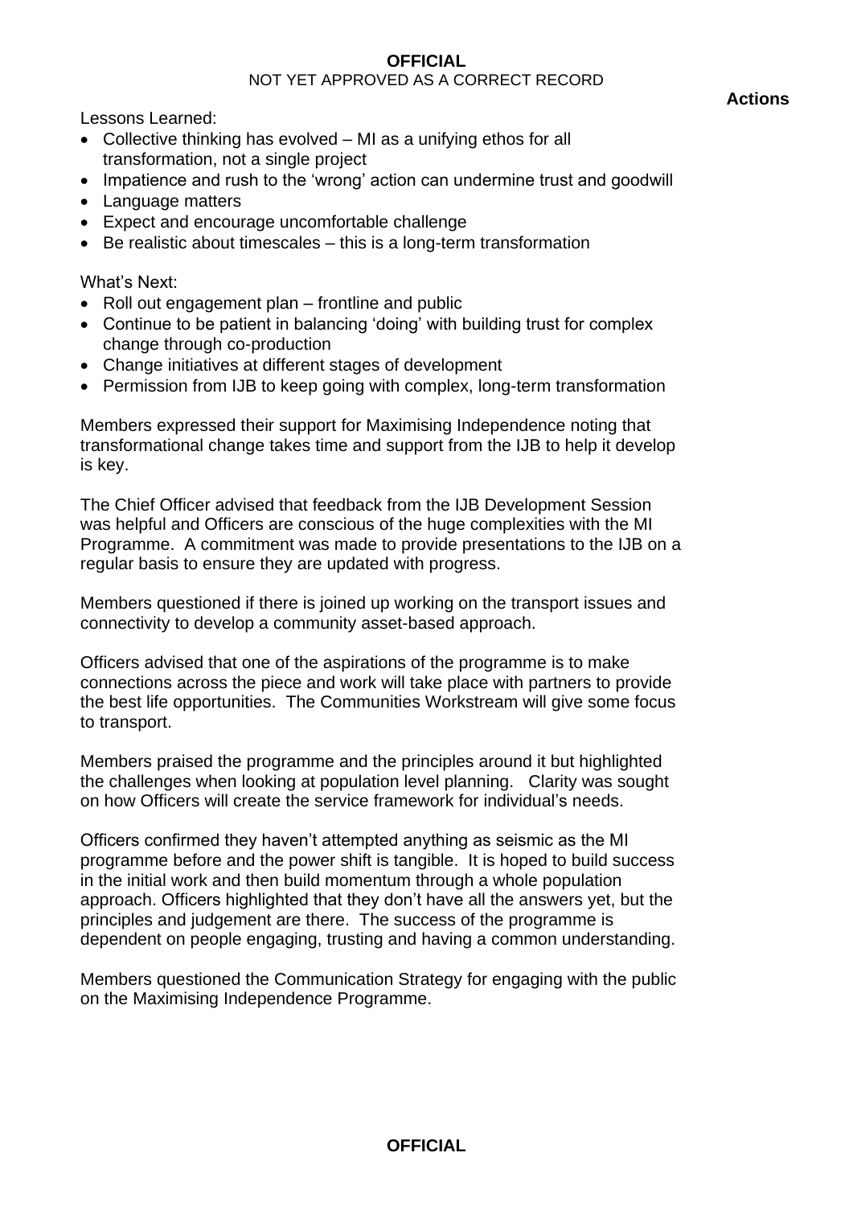Lessons Learned:

- Collective thinking has evolved – MI as a unifying ethos for all transformation, not a single project
- Impatience and rush to the 'wrong' action can undermine trust and goodwill
- Language matters
- Expect and encourage uncomfortable challenge
- Be realistic about timescales – this is a long-term transformation

What's Next:

- Roll out engagement plan – frontline and public
- Continue to be patient in balancing 'doing' with building trust for complex change through co-production
- Change initiatives at different stages of development
- Permission from IJB to keep going with complex, long-term transformation

Members expressed their support for Maximising Independence noting that transformational change takes time and support from the IJB to help it develop is key.

The Chief Officer advised that feedback from the IJB Development Session was helpful and Officers are conscious of the huge complexities with the MI Programme. A commitment was made to provide presentations to the IJB on a regular basis to ensure they are updated with progress.

Members questioned if there is joined up working on the transport issues and connectivity to develop a community asset-based approach.

Officers advised that one of the aspirations of the programme is to make connections across the piece and work will take place with partners to provide the best life opportunities. The Communities Workstream will give some focus to transport.

Members praised the programme and the principles around it but highlighted the challenges when looking at population level planning. Clarity was sought on how Officers will create the service framework for individual's needs.

Officers confirmed they haven't attempted anything as seismic as the MI programme before and the power shift is tangible. It is hoped to build success in the initial work and then build momentum through a whole population approach. Officers highlighted that they don't have all the answers yet, but the principles and judgement are there. The success of the programme is dependent on people engaging, trusting and having a common understanding.

Members questioned the Communication Strategy for engaging with the public on the Maximising Independence Programme.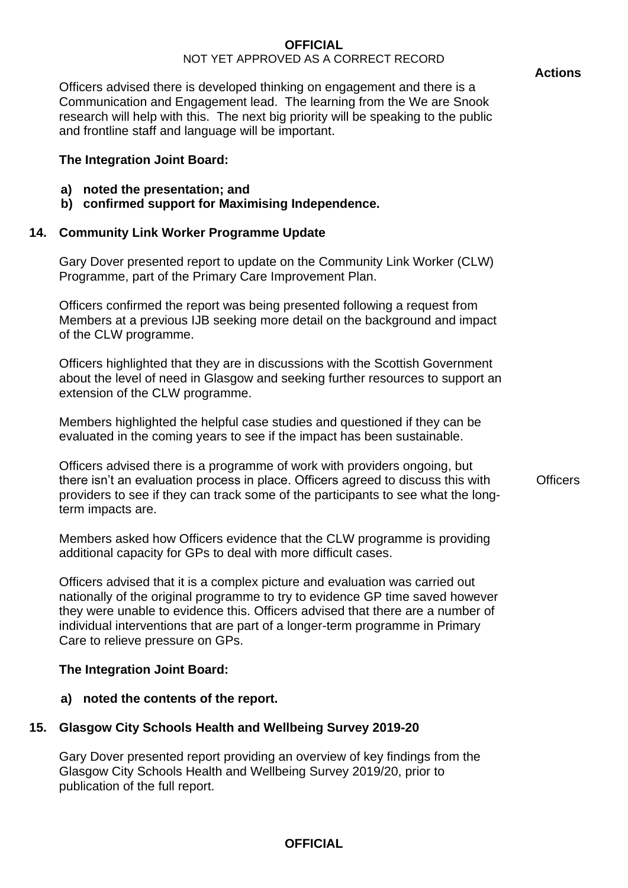Officers advised there is developed thinking on engagement and there is a Communication and Engagement lead. The learning from the We are Snook research will help with this. The next big priority will be speaking to the public and frontline staff and language will be important.

**The Integration Joint Board:**

a) **noted the presentation; and**
b) **confirmed support for Maximising Independence.**

## 14. Community Link Worker Programme Update

Gary Dover presented report to update on the Community Link Worker (CLW) Programme, part of the Primary Care Improvement Plan.

Officers confirmed the report was being presented following a request from Members at a previous IJB seeking more detail on the background and impact of the CLW programme.

Officers highlighted that they are in discussions with the Scottish Government about the level of need in Glasgow and seeking further resources to support an extension of the CLW programme.

Members highlighted the helpful case studies and questioned if they can be evaluated in the coming years to see if the impact has been sustainable.

Officers advised there is a programme of work with providers ongoing, but there isn't an evaluation process in place. Officers agreed to discuss this with providers to see if they can track some of the participants to see what the long-term impacts are. **Actions:** Officers

Members asked how Officers evidence that the CLW programme is providing additional capacity for GPs to deal with more difficult cases.

Officers advised that it is a complex picture and evaluation was carried out nationally of the original programme to try to evidence GP time saved however they were unable to evidence this. Officers advised that there are a number of individual interventions that are part of a longer-term programme in Primary Care to relieve pressure on GPs.

**The Integration Joint Board:**

a) **noted the contents of the report.**

## 15. Glasgow City Schools Health and Wellbeing Survey 2019-20

Gary Dover presented report providing an overview of key findings from the Glasgow City Schools Health and Wellbeing Survey 2019/20, prior to publication of the full report.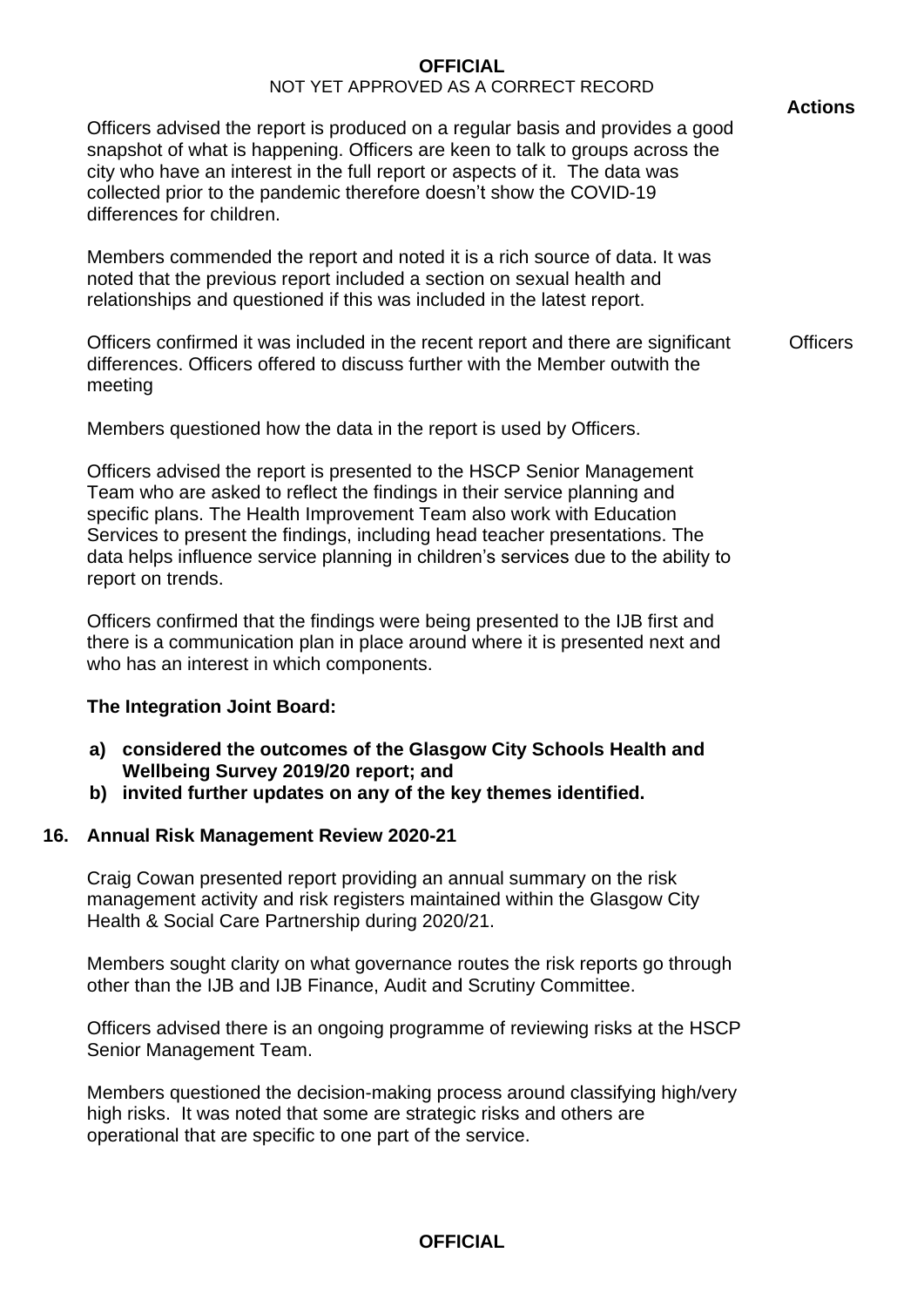**OFFICIAL**
NOT YET APPROVED AS A CORRECT RECORD

**Actions**

Officers advised the report is produced on a regular basis and provides a good snapshot of what is happening. Officers are keen to talk to groups across the city who have an interest in the full report or aspects of it. The data was collected prior to the pandemic therefore doesn't show the COVID-19 differences for children.

Members commended the report and noted it is a rich source of data. It was noted that the previous report included a section on sexual health and relationships and questioned if this was included in the latest report.

Officers confirmed it was included in the recent report and there are significant differences. Officers offered to discuss further with the Member outwith the meeting — Officers

Members questioned how the data in the report is used by Officers.

Officers advised the report is presented to the HSCP Senior Management Team who are asked to reflect the findings in their service planning and specific plans. The Health Improvement Team also work with Education Services to present the findings, including head teacher presentations. The data helps influence service planning in children's services due to the ability to report on trends.

Officers confirmed that the findings were being presented to the IJB first and there is a communication plan in place around where it is presented next and who has an interest in which components.

**The Integration Joint Board:**

**a) considered the outcomes of the Glasgow City Schools Health and Wellbeing Survey 2019/20 report; and**
**b) invited further updates on any of the key themes identified.**

## 16. Annual Risk Management Review 2020-21

Craig Cowan presented report providing an annual summary on the risk management activity and risk registers maintained within the Glasgow City Health & Social Care Partnership during 2020/21.

Members sought clarity on what governance routes the risk reports go through other than the IJB and IJB Finance, Audit and Scrutiny Committee.

Officers advised there is an ongoing programme of reviewing risks at the HSCP Senior Management Team.

Members questioned the decision-making process around classifying high/very high risks. It was noted that some are strategic risks and others are operational that are specific to one part of the service.

**OFFICIAL**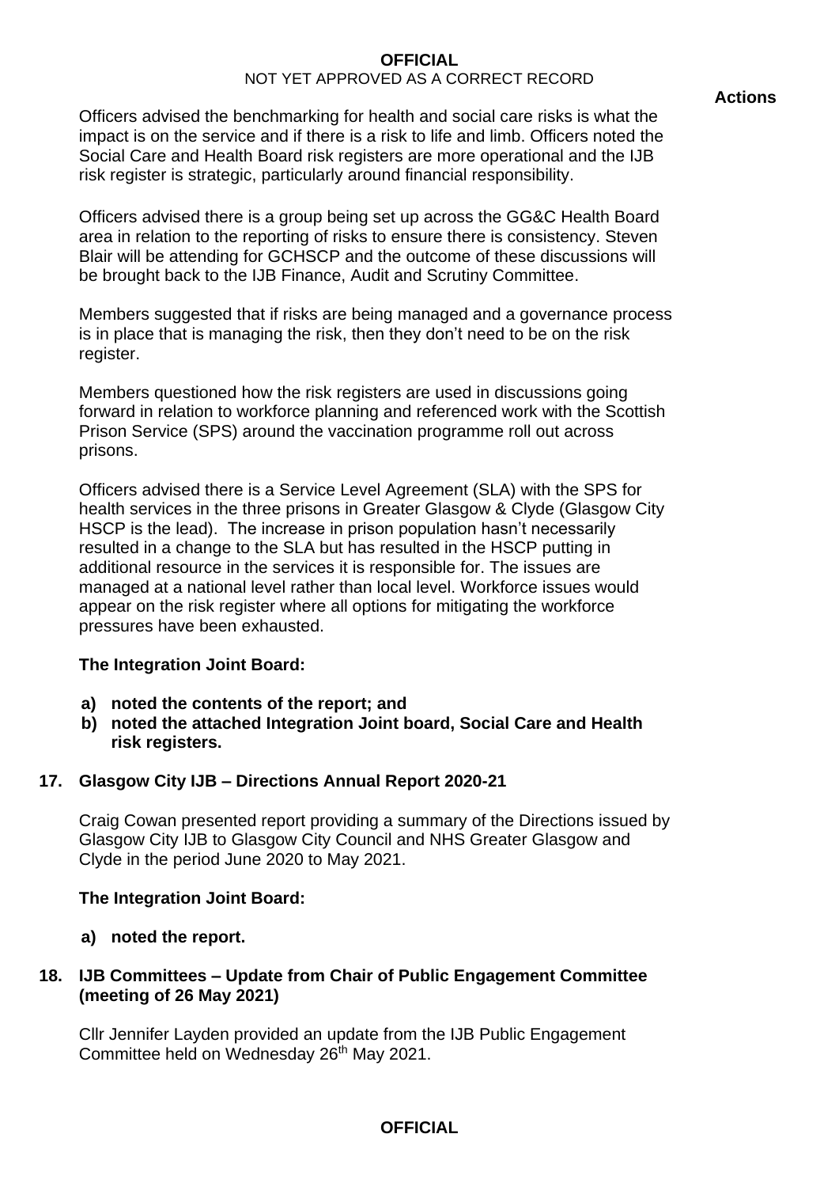Officers advised the benchmarking for health and social care risks is what the impact is on the service and if there is a risk to life and limb. Officers noted the Social Care and Health Board risk registers are more operational and the IJB risk register is strategic, particularly around financial responsibility.

Officers advised there is a group being set up across the GG&C Health Board area in relation to the reporting of risks to ensure there is consistency. Steven Blair will be attending for GCHSCP and the outcome of these discussions will be brought back to the IJB Finance, Audit and Scrutiny Committee.

Members suggested that if risks are being managed and a governance process is in place that is managing the risk, then they don't need to be on the risk register.

Members questioned how the risk registers are used in discussions going forward in relation to workforce planning and referenced work with the Scottish Prison Service (SPS) around the vaccination programme roll out across prisons.

Officers advised there is a Service Level Agreement (SLA) with the SPS for health services in the three prisons in Greater Glasgow & Clyde (Glasgow City HSCP is the lead). The increase in prison population hasn't necessarily resulted in a change to the SLA but has resulted in the HSCP putting in additional resource in the services it is responsible for. The issues are managed at a national level rather than local level. Workforce issues would appear on the risk register where all options for mitigating the workforce pressures have been exhausted.

**The Integration Joint Board:**

**a) noted the contents of the report; and**
**b) noted the attached Integration Joint board, Social Care and Health risk registers.**

## 17. Glasgow City IJB – Directions Annual Report 2020-21

Craig Cowan presented report providing a summary of the Directions issued by Glasgow City IJB to Glasgow City Council and NHS Greater Glasgow and Clyde in the period June 2020 to May 2021.

**The Integration Joint Board:**

**a) noted the report.**

## 18. IJB Committees – Update from Chair of Public Engagement Committee (meeting of 26 May 2021)

Cllr Jennifer Layden provided an update from the IJB Public Engagement Committee held on Wednesday 26th May 2021.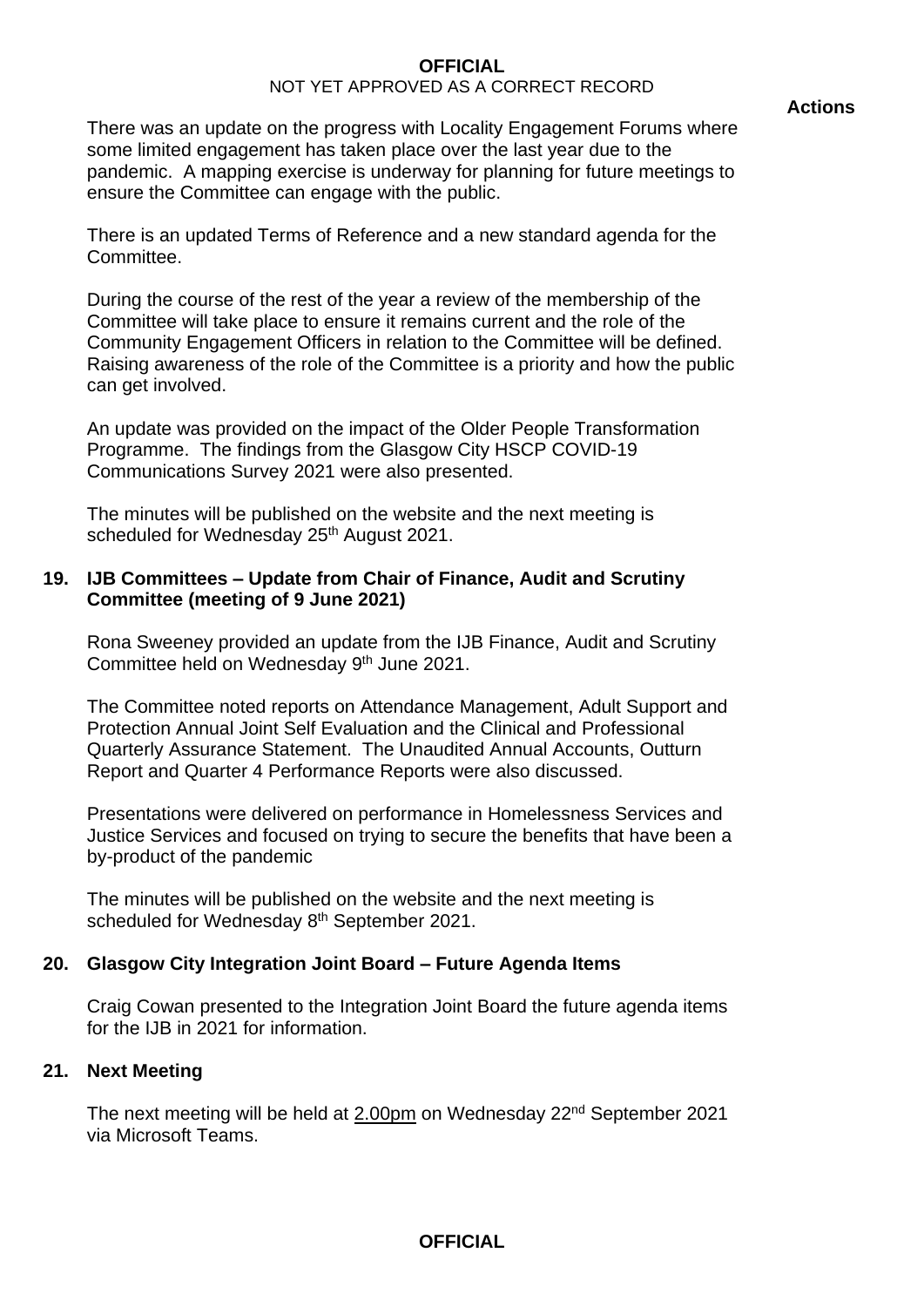There was an update on the progress with Locality Engagement Forums where some limited engagement has taken place over the last year due to the pandemic. A mapping exercise is underway for planning for future meetings to ensure the Committee can engage with the public.

**Actions**

There is an updated Terms of Reference and a new standard agenda for the Committee.

During the course of the rest of the year a review of the membership of the Committee will take place to ensure it remains current and the role of the Community Engagement Officers in relation to the Committee will be defined. Raising awareness of the role of the Committee is a priority and how the public can get involved.

An update was provided on the impact of the Older People Transformation Programme. The findings from the Glasgow City HSCP COVID-19 Communications Survey 2021 were also presented.

The minutes will be published on the website and the next meeting is scheduled for Wednesday 25th August 2021.

## 19. IJB Committees – Update from Chair of Finance, Audit and Scrutiny Committee (meeting of 9 June 2021)

Rona Sweeney provided an update from the IJB Finance, Audit and Scrutiny Committee held on Wednesday 9th June 2021.

The Committee noted reports on Attendance Management, Adult Support and Protection Annual Joint Self Evaluation and the Clinical and Professional Quarterly Assurance Statement. The Unaudited Annual Accounts, Outturn Report and Quarter 4 Performance Reports were also discussed.

Presentations were delivered on performance in Homelessness Services and Justice Services and focused on trying to secure the benefits that have been a by-product of the pandemic

The minutes will be published on the website and the next meeting is scheduled for Wednesday 8th September 2021.

## 20. Glasgow City Integration Joint Board – Future Agenda Items

Craig Cowan presented to the Integration Joint Board the future agenda items for the IJB in 2021 for information.

## 21. Next Meeting

The next meeting will be held at 2.00pm on Wednesday 22nd September 2021 via Microsoft Teams.